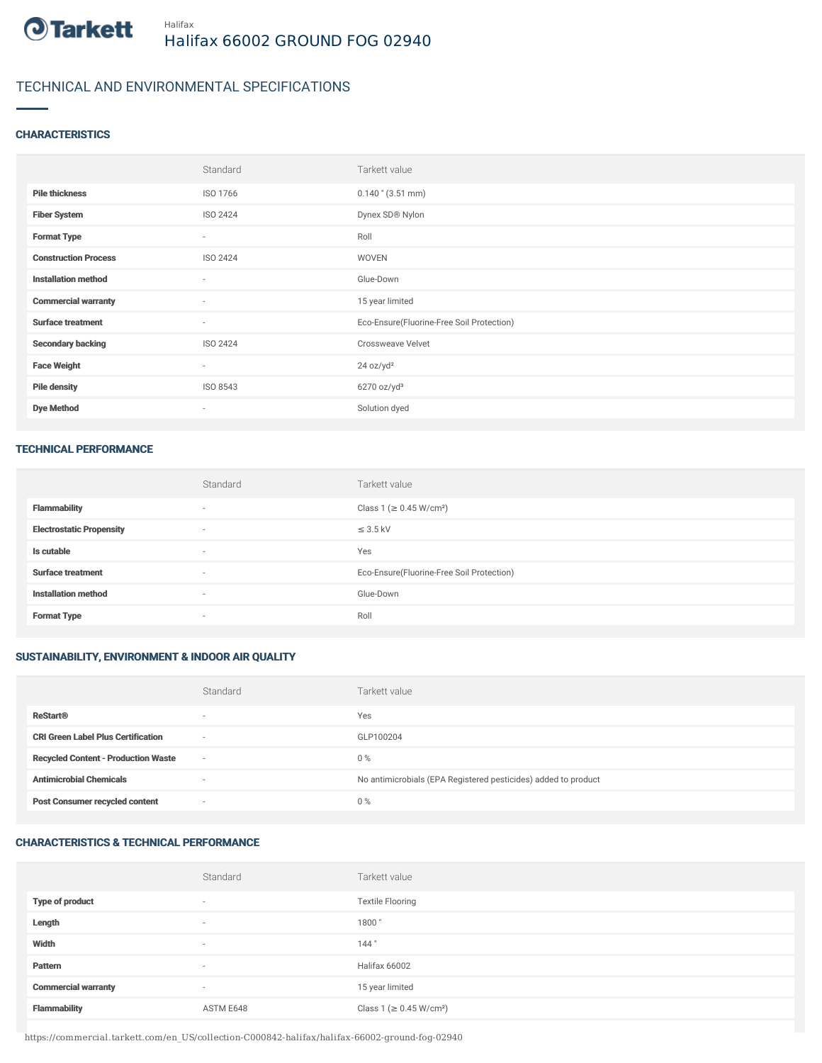Halifax

# Halifax 66002 GROUND FOG 02940

## TECHNICAL AND ENVIRONMENTAL SPECIFICATIONS

### CHARACTERISTICS

| | Standard | Tarkett value |
|---|---|---|
| **Pile thickness** | ISO 1766 | 0.140 " (3.51 mm) |
| **Fiber System** | ISO 2424 | Dynex SD® Nylon |
| **Format Type** | - | Roll |
| **Construction Process** | ISO 2424 | WOVEN |
| **Installation method** | - | Glue-Down |
| **Commercial warranty** | - | 15 year limited |
| **Surface treatment** | - | Eco-Ensure(Fluorine-Free Soil Protection) |
| **Secondary backing** | ISO 2424 | Crossweave Velvet |
| **Face Weight** | - | 24 oz/yd² |
| **Pile density** | ISO 8543 | 6270 oz/yd³ |
| **Dye Method** | - | Solution dyed |

### TECHNICAL PERFORMANCE

| | Standard | Tarkett value |
|---|---|---|
| **Flammability** | - | Class 1 (≥ 0.45 W/cm²) |
| **Electrostatic Propensity** | - | ≤ 3.5 kV |
| **Is cutable** | - | Yes |
| **Surface treatment** | - | Eco-Ensure(Fluorine-Free Soil Protection) |
| **Installation method** | - | Glue-Down |
| **Format Type** | - | Roll |

### SUSTAINABILITY, ENVIRONMENT & INDOOR AIR QUALITY

| | Standard | Tarkett value |
|---|---|---|
| **ReStart®** | - | Yes |
| **CRI Green Label Plus Certification** | - | GLP100204 |
| **Recycled Content - Production Waste** | - | 0 % |
| **Antimicrobial Chemicals** | - | No antimicrobials (EPA Registered pesticides) added to product |
| **Post Consumer recycled content** | - | 0 % |

### CHARACTERISTICS & TECHNICAL PERFORMANCE

| | Standard | Tarkett value |
|---|---|---|
| **Type of product** | - | Textile Flooring |
| **Length** | - | 1800 " |
| **Width** | - | 144 " |
| **Pattern** | - | Halifax 66002 |
| **Commercial warranty** | - | 15 year limited |
| **Flammability** | ASTM E648 | Class 1 (≥ 0.45 W/cm²) |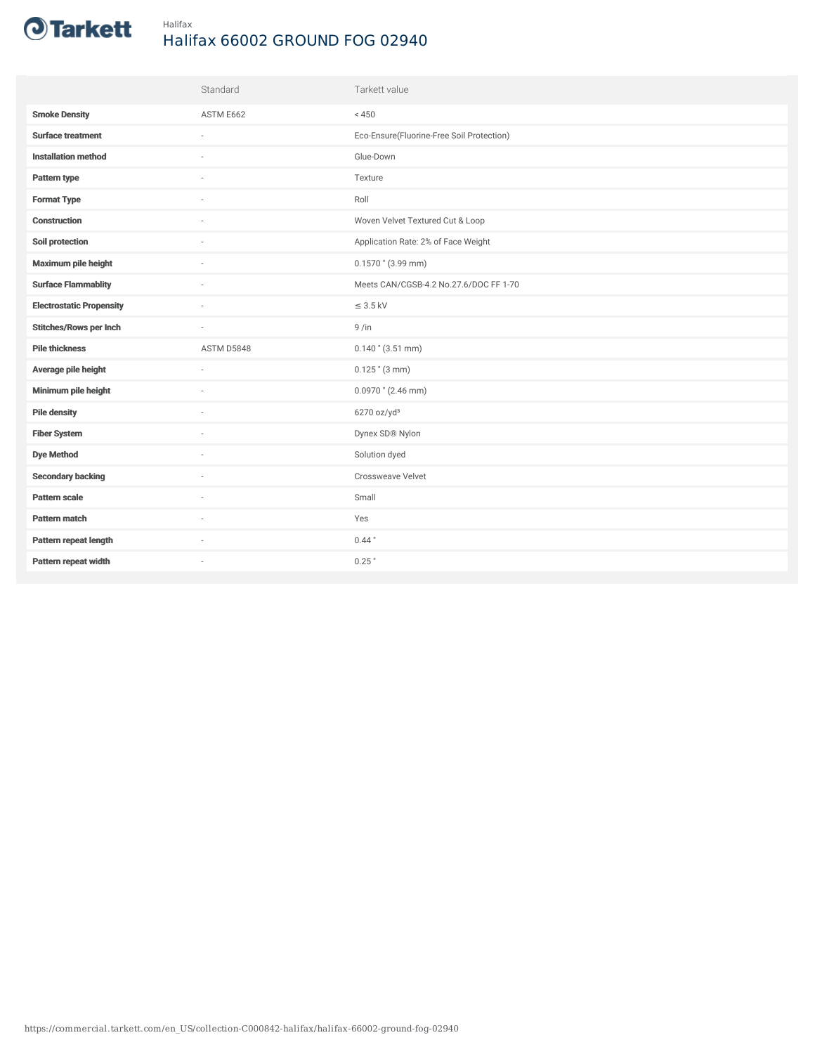Halifax

# Halifax 66002 GROUND FOG 02940

| | Standard | Tarkett value |
|---|---|---|
| **Smoke Density** | ASTM E662 | < 450 |
| **Surface treatment** | - | Eco-Ensure(Fluorine-Free Soil Protection) |
| **Installation method** | - | Glue-Down |
| **Pattern type** | - | Texture |
| **Format Type** | - | Roll |
| **Construction** | - | Woven Velvet Textured Cut & Loop |
| **Soil protection** | - | Application Rate: 2% of Face Weight |
| **Maximum pile height** | - | 0.1570 " (3.99 mm) |
| **Surface Flammablity** | - | Meets CAN/CGSB-4.2 No.27.6/DOC FF 1-70 |
| **Electrostatic Propensity** | - | ≤ 3.5 kV |
| **Stitches/Rows per Inch** | - | 9 /in |
| **Pile thickness** | ASTM D5848 | 0.140 " (3.51 mm) |
| **Average pile height** | - | 0.125 " (3 mm) |
| **Minimum pile height** | - | 0.0970 " (2.46 mm) |
| **Pile density** | - | 6270 oz/yd³ |
| **Fiber System** | - | Dynex SD® Nylon |
| **Dye Method** | - | Solution dyed |
| **Secondary backing** | - | Crossweave Velvet |
| **Pattern scale** | - | Small |
| **Pattern match** | - | Yes |
| **Pattern repeat length** | - | 0.44 " |
| **Pattern repeat width** | - | 0.25 " |

https://commercial.tarkett.com/en_US/collection-C000842-halifax/halifax-66002-ground-fog-02940